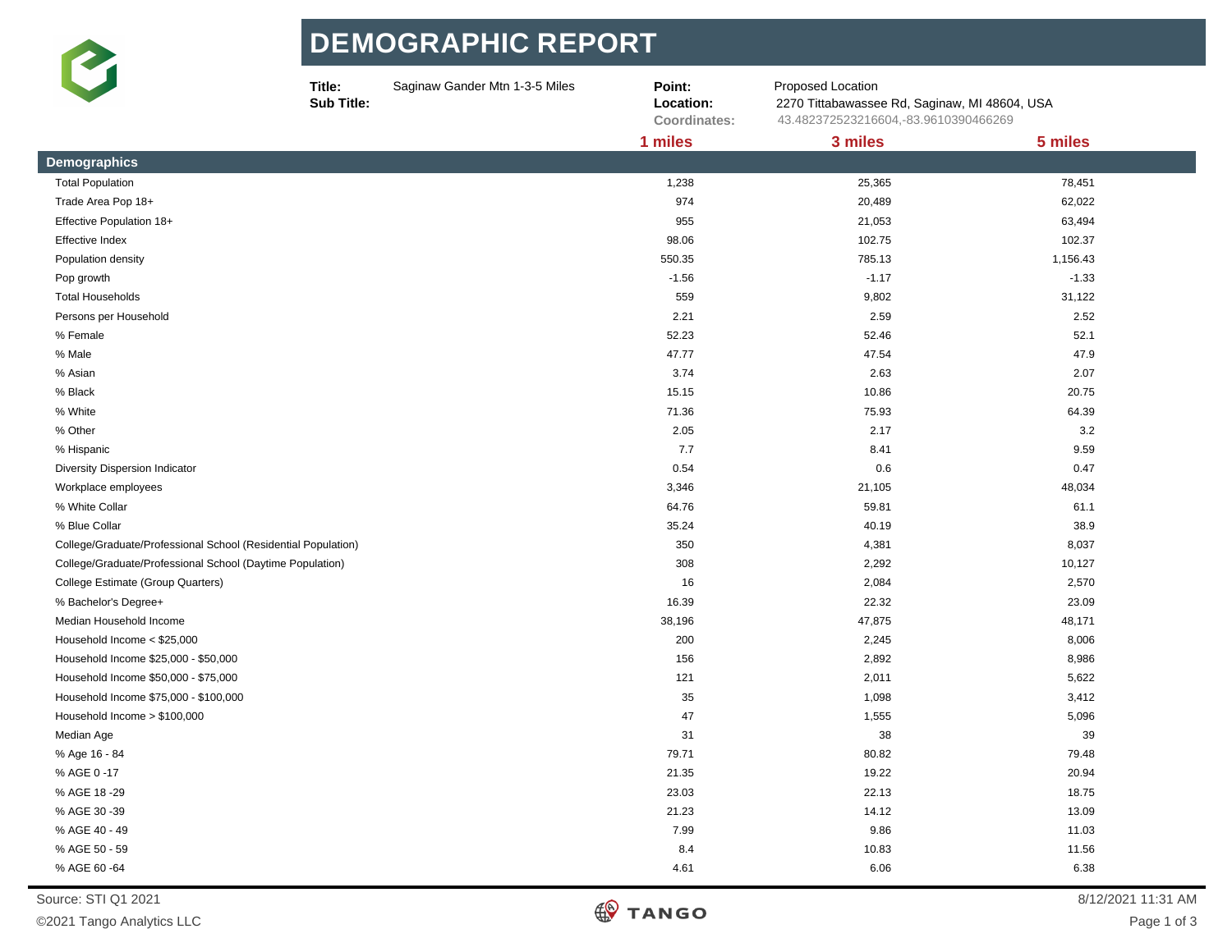# DEMOGRAPHIC REPORT

**Title:** Saginaw Gander Mtn 1-3-5 Miles
**Sub Title:**

**Point:** Proposed Location
**Location:** 2270 Tittabawassee Rd, Saginaw, MI 48604, USA
**Coordinates:** 43.482372523216604,-83.9610390466269

| Demographics | 1 miles | 3 miles | 5 miles |
|---|---|---|---|
| Total Population | 1,238 | 25,365 | 78,451 |
| Trade Area Pop 18+ | 974 | 20,489 | 62,022 |
| Effective Population 18+ | 955 | 21,053 | 63,494 |
| Effective Index | 98.06 | 102.75 | 102.37 |
| Population density | 550.35 | 785.13 | 1,156.43 |
| Pop growth | -1.56 | -1.17 | -1.33 |
| Total Households | 559 | 9,802 | 31,122 |
| Persons per Household | 2.21 | 2.59 | 2.52 |
| % Female | 52.23 | 52.46 | 52.1 |
| % Male | 47.77 | 47.54 | 47.9 |
| % Asian | 3.74 | 2.63 | 2.07 |
| % Black | 15.15 | 10.86 | 20.75 |
| % White | 71.36 | 75.93 | 64.39 |
| % Other | 2.05 | 2.17 | 3.2 |
| % Hispanic | 7.7 | 8.41 | 9.59 |
| Diversity Dispersion Indicator | 0.54 | 0.6 | 0.47 |
| Workplace employees | 3,346 | 21,105 | 48,034 |
| % White Collar | 64.76 | 59.81 | 61.1 |
| % Blue Collar | 35.24 | 40.19 | 38.9 |
| College/Graduate/Professional School (Residential Population) | 350 | 4,381 | 8,037 |
| College/Graduate/Professional School (Daytime Population) | 308 | 2,292 | 10,127 |
| College Estimate (Group Quarters) | 16 | 2,084 | 2,570 |
| % Bachelor's Degree+ | 16.39 | 22.32 | 23.09 |
| Median Household Income | 38,196 | 47,875 | 48,171 |
| Household Income < $25,000 | 200 | 2,245 | 8,006 |
| Household Income $25,000 - $50,000 | 156 | 2,892 | 8,986 |
| Household Income $50,000 - $75,000 | 121 | 2,011 | 5,622 |
| Household Income $75,000 - $100,000 | 35 | 1,098 | 3,412 |
| Household Income > $100,000 | 47 | 1,555 | 5,096 |
| Median Age | 31 | 38 | 39 |
| % Age 16 - 84 | 79.71 | 80.82 | 79.48 |
| % AGE 0 -17 | 21.35 | 19.22 | 20.94 |
| % AGE 18 -29 | 23.03 | 22.13 | 18.75 |
| % AGE 30 -39 | 21.23 | 14.12 | 13.09 |
| % AGE 40 - 49 | 7.99 | 9.86 | 11.03 |
| % AGE 50 - 59 | 8.4 | 10.83 | 11.56 |
| % AGE 60 -64 | 4.61 | 6.06 | 6.38 |

Source: STI Q1 2021

©2021 Tango Analytics LLC

8/12/2021 11:31 AM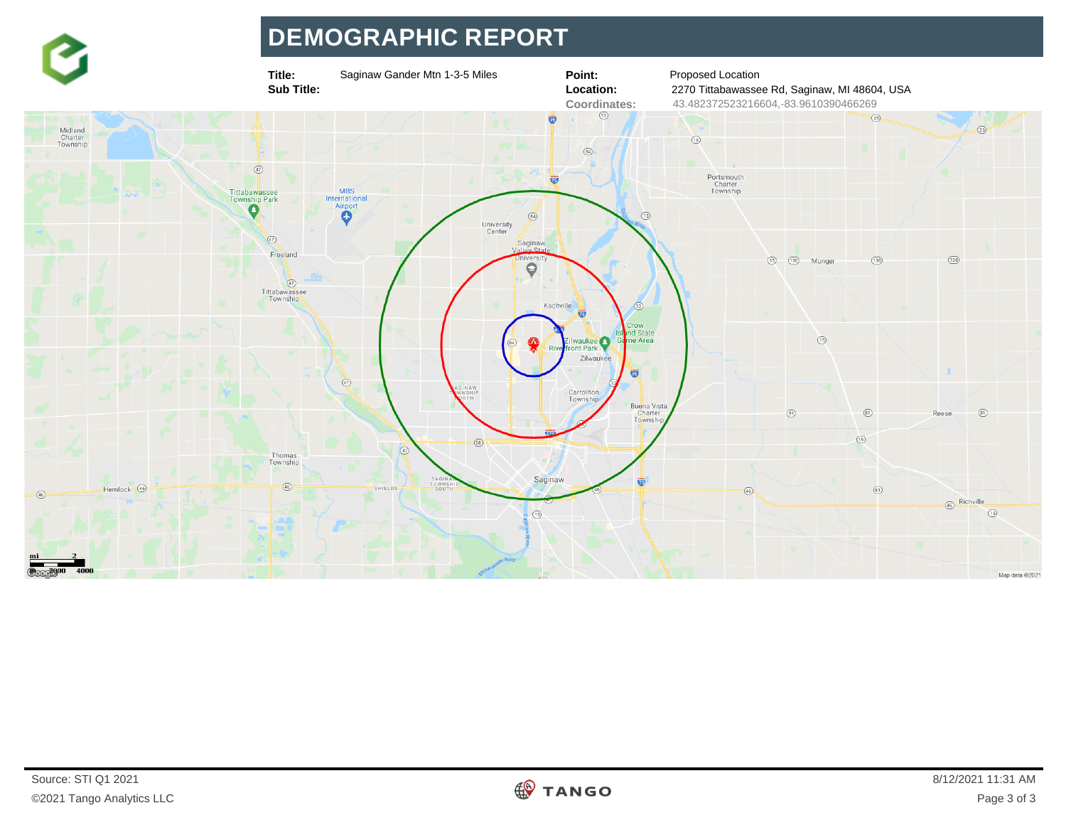# DEMOGRAPHIC REPORT

**Title:** Saginaw Gander Mtn 1-3-5 Miles

**Sub Title:**

**Point:** Proposed Location

**Location:** 2270 Tittabawassee Rd, Saginaw, MI 48604, USA

**Coordinates:** 43.482372523216604,-83.9610390466269

Midland Charter Township
Tittabawassee Township Park
MBS International Airport
Portsmouth Charter Township
University Center
Saginaw Valley State University
Freeland
Munger
Tittabawassee Township
Kochville
Crow Island State Game Area
Zilwaukee Riverfront Park
Zilwaukee
Saginaw Township North
Carrollton Township
Buena Vista Charter Township
Reese
Thomas Township
Hemlock
Shields
Saginaw Township South
Saginaw
Richville
Map data ©2021

Source: STI Q1 2021

©2021 Tango Analytics LLC

8/12/2021 11:31 AM